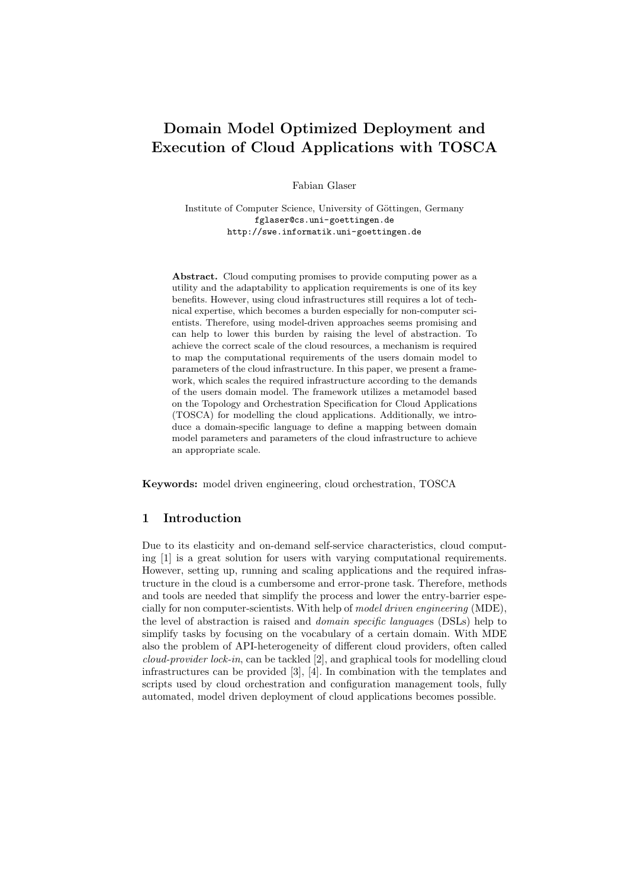# Domain Model Optimized Deployment and Execution of Cloud Applications with TOSCA

Fabian Glaser

Institute of Computer Science, University of Göttingen, Germany
fglaser@cs.uni-goettingen.de
http://swe.informatik.uni-goettingen.de

**Abstract.** Cloud computing promises to provide computing power as a utility and the adaptability to application requirements is one of its key benefits. However, using cloud infrastructures still requires a lot of technical expertise, which becomes a burden especially for non-computer scientists. Therefore, using model-driven approaches seems promising and can help to lower this burden by raising the level of abstraction. To achieve the correct scale of the cloud resources, a mechanism is required to map the computational requirements of the users domain model to parameters of the cloud infrastructure. In this paper, we present a framework, which scales the required infrastructure according to the demands of the users domain model. The framework utilizes a metamodel based on the Topology and Orchestration Specification for Cloud Applications (TOSCA) for modelling the cloud applications. Additionally, we introduce a domain-specific language to define a mapping between domain model parameters and parameters of the cloud infrastructure to achieve an appropriate scale.

**Keywords:** model driven engineering, cloud orchestration, TOSCA

## 1 Introduction

Due to its elasticity and on-demand self-service characteristics, cloud computing [1] is a great solution for users with varying computational requirements. However, setting up, running and scaling applications and the required infrastructure in the cloud is a cumbersome and error-prone task. Therefore, methods and tools are needed that simplify the process and lower the entry-barrier especially for non computer-scientists. With help of *model driven engineering* (MDE), the level of abstraction is raised and *domain specific languages* (DSLs) help to simplify tasks by focusing on the vocabulary of a certain domain. With MDE also the problem of API-heterogeneity of different cloud providers, often called *cloud-provider lock-in*, can be tackled [2], and graphical tools for modelling cloud infrastructures can be provided [3], [4]. In combination with the templates and scripts used by cloud orchestration and configuration management tools, fully automated, model driven deployment of cloud applications becomes possible.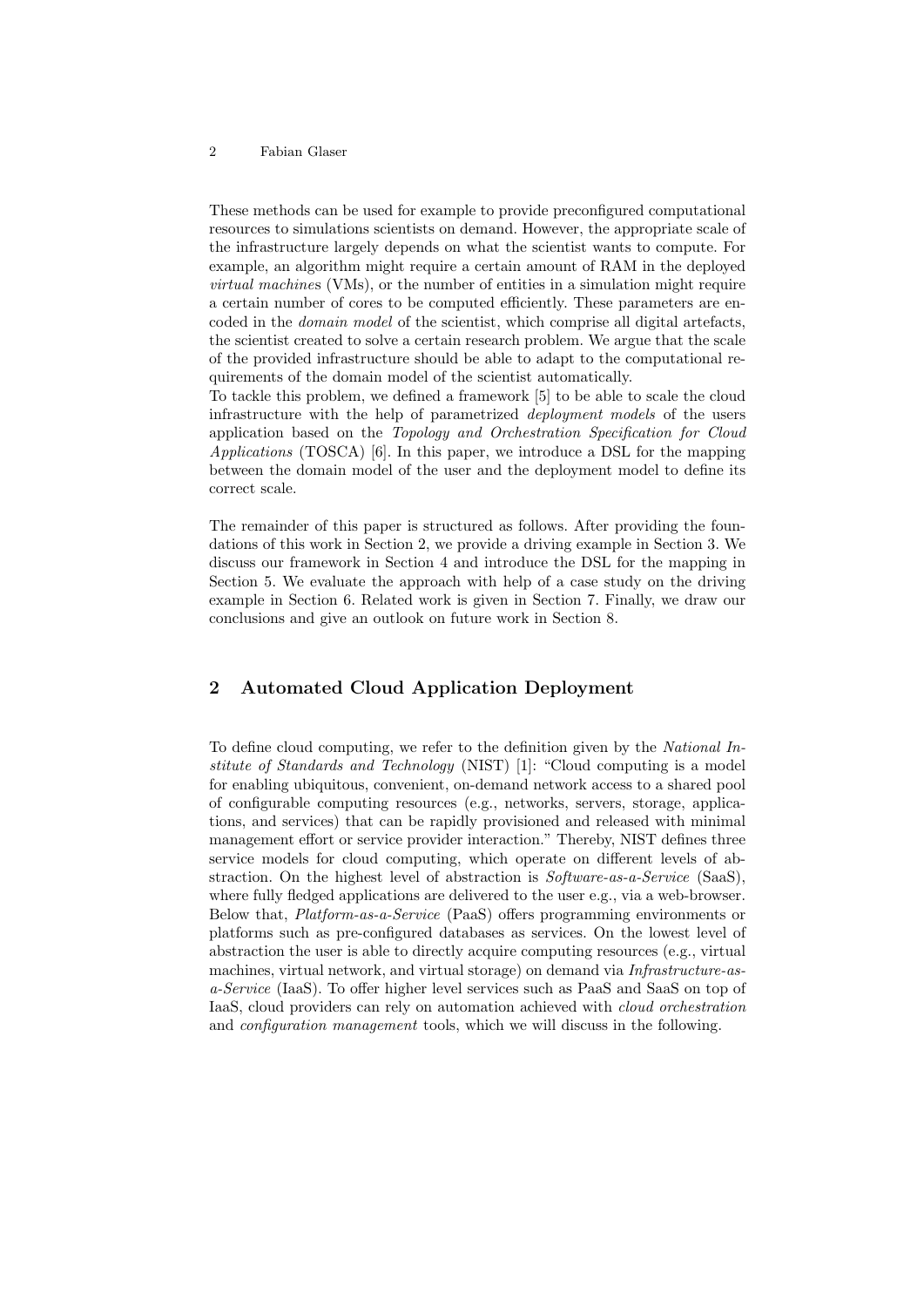These methods can be used for example to provide preconfigured computational resources to simulations scientists on demand. However, the appropriate scale of the infrastructure largely depends on what the scientist wants to compute. For example, an algorithm might require a certain amount of RAM in the deployed *virtual machines* (VMs), or the number of entities in a simulation might require a certain number of cores to be computed efficiently. These parameters are encoded in the *domain model* of the scientist, which comprise all digital artefacts, the scientist created to solve a certain research problem. We argue that the scale of the provided infrastructure should be able to adapt to the computational requirements of the domain model of the scientist automatically.

To tackle this problem, we defined a framework [5] to be able to scale the cloud infrastructure with the help of parametrized *deployment models* of the users application based on the *Topology and Orchestration Specification for Cloud Applications* (TOSCA) [6]. In this paper, we introduce a DSL for the mapping between the domain model of the user and the deployment model to define its correct scale.

The remainder of this paper is structured as follows. After providing the foundations of this work in Section 2, we provide a driving example in Section 3. We discuss our framework in Section 4 and introduce the DSL for the mapping in Section 5. We evaluate the approach with help of a case study on the driving example in Section 6. Related work is given in Section 7. Finally, we draw our conclusions and give an outlook on future work in Section 8.

## 2 Automated Cloud Application Deployment

To define cloud computing, we refer to the definition given by the *National Institute of Standards and Technology* (NIST) [1]: "Cloud computing is a model for enabling ubiquitous, convenient, on-demand network access to a shared pool of configurable computing resources (e.g., networks, servers, storage, applications, and services) that can be rapidly provisioned and released with minimal management effort or service provider interaction." Thereby, NIST defines three service models for cloud computing, which operate on different levels of abstraction. On the highest level of abstraction is *Software-as-a-Service* (SaaS), where fully fledged applications are delivered to the user e.g., via a web-browser. Below that, *Platform-as-a-Service* (PaaS) offers programming environments or platforms such as pre-configured databases as services. On the lowest level of abstraction the user is able to directly acquire computing resources (e.g., virtual machines, virtual network, and virtual storage) on demand via *Infrastructure-as-a-Service* (IaaS). To offer higher level services such as PaaS and SaaS on top of IaaS, cloud providers can rely on automation achieved with *cloud orchestration* and *configuration management* tools, which we will discuss in the following.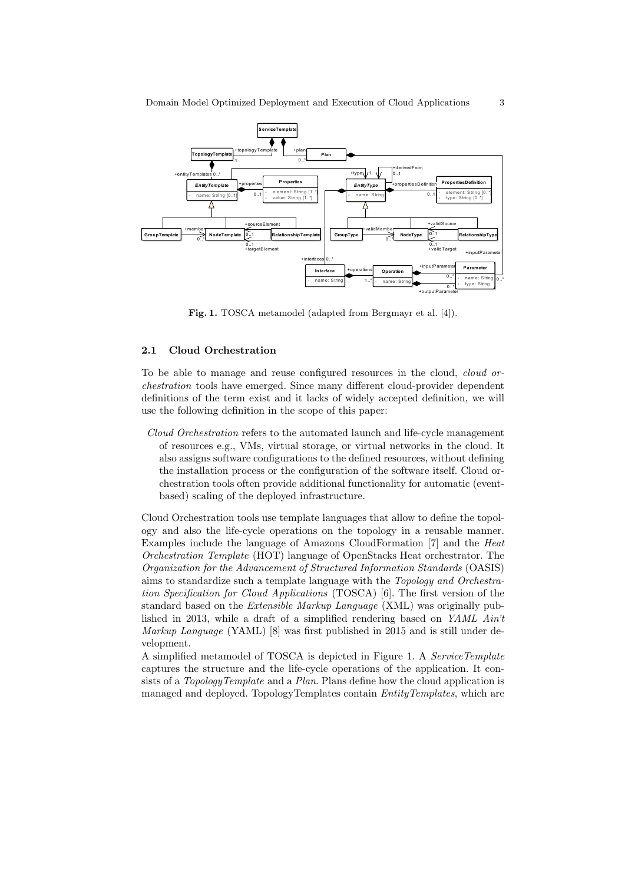**Fig. 1.** TOSCA metamodel (adapted from Bergmayr et al. [4]).

### 2.1 Cloud Orchestration

To be able to manage and reuse configured resources in the cloud, *cloud orchestration* tools have emerged. Since many different cloud-provider dependent definitions of the term exist and it lacks of widely accepted definition, we will use the following definition in the scope of this paper:

> *Cloud Orchestration* refers to the automated launch and life-cycle management of resources e.g., VMs, virtual storage, or virtual networks in the cloud. It also assigns software configurations to the defined resources, without defining the installation process or the configuration of the software itself. Cloud orchestration tools often provide additional functionality for automatic (event-based) scaling of the deployed infrastructure.

Cloud Orchestration tools use template languages that allow to define the topology and also the life-cycle operations on the topology in a reusable manner. Examples include the language of Amazons CloudFormation [7] and the *Heat Orchestration Template* (HOT) language of OpenStacks Heat orchestrator. The *Organization for the Advancement of Structured Information Standards* (OASIS) aims to standardize such a template language with the *Topology and Orchestration Specification for Cloud Applications* (TOSCA) [6]. The first version of the standard based on the *Extensible Markup Language* (XML) was originally published in 2013, while a draft of a simplified rendering based on *YAML Ain't Markup Language* (YAML) [8] was first published in 2015 and is still under development.

A simplified metamodel of TOSCA is depicted in Figure 1. A *ServiceTemplate* captures the structure and the life-cycle operations of the application. It consists of a *TopologyTemplate* and a *Plan*. Plans define how the cloud application is managed and deployed. TopologyTemplates contain *EntityTemplates*, which are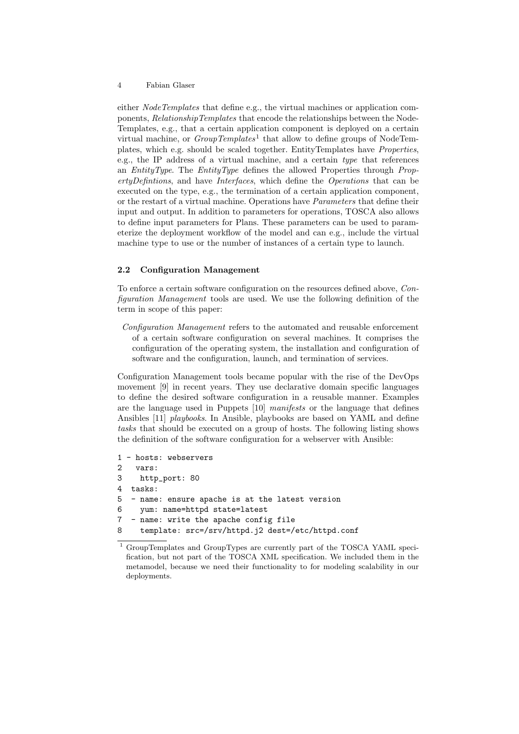either *NodeTemplates* that define e.g., the virtual machines or application components, *RelationshipTemplates* that encode the relationships between the NodeTemplates, e.g., that a certain application component is deployed on a certain virtual machine, or *GroupTemplates*[1] that allow to define groups of NodeTemplates, which e.g. should be scaled together. EntityTemplates have *Properties*, e.g., the IP address of a virtual machine, and a certain *type* that references an *EntityType*. The *EntityType* defines the allowed Properties through *PropertyDefintions*, and have *Interfaces*, which define the *Operations* that can be executed on the type, e.g., the termination of a certain application component, or the restart of a virtual machine. Operations have *Parameters* that define their input and output. In addition to parameters for operations, TOSCA also allows to define input parameters for Plans. These parameters can be used to parameterize the deployment workflow of the model and can e.g., include the virtual machine type to use or the number of instances of a certain type to launch.

### 2.2 Configuration Management

To enforce a certain software configuration on the resources defined above, *Configuration Management* tools are used. We use the following definition of the term in scope of this paper:

*Configuration Management* refers to the automated and reusable enforcement of a certain software configuration on several machines. It comprises the configuration of the operating system, the installation and configuration of software and the configuration, launch, and termination of services.

Configuration Management tools became popular with the rise of the DevOps movement [9] in recent years. They use declarative domain specific languages to define the desired software configuration in a reusable manner. Examples are the language used in Puppets [10] *manifests* or the language that defines Ansibles [11] *playbooks*. In Ansible, playbooks are based on YAML and define *tasks* that should be executed on a group of hosts. The following listing shows the definition of the software configuration for a webserver with Ansible:

```
1 - hosts: webservers
2   vars:
3    http_port: 80
4  tasks:
5  - name: ensure apache is at the latest version
6    yum: name=httpd state=latest
7  - name: write the apache config file
8    template: src=/srv/httpd.j2 dest=/etc/httpd.conf
```

[1] GroupTemplates and GroupTypes are currently part of the TOSCA YAML specification, but not part of the TOSCA XML specification. We included them in the metamodel, because we need their functionality to for modeling scalability in our deployments.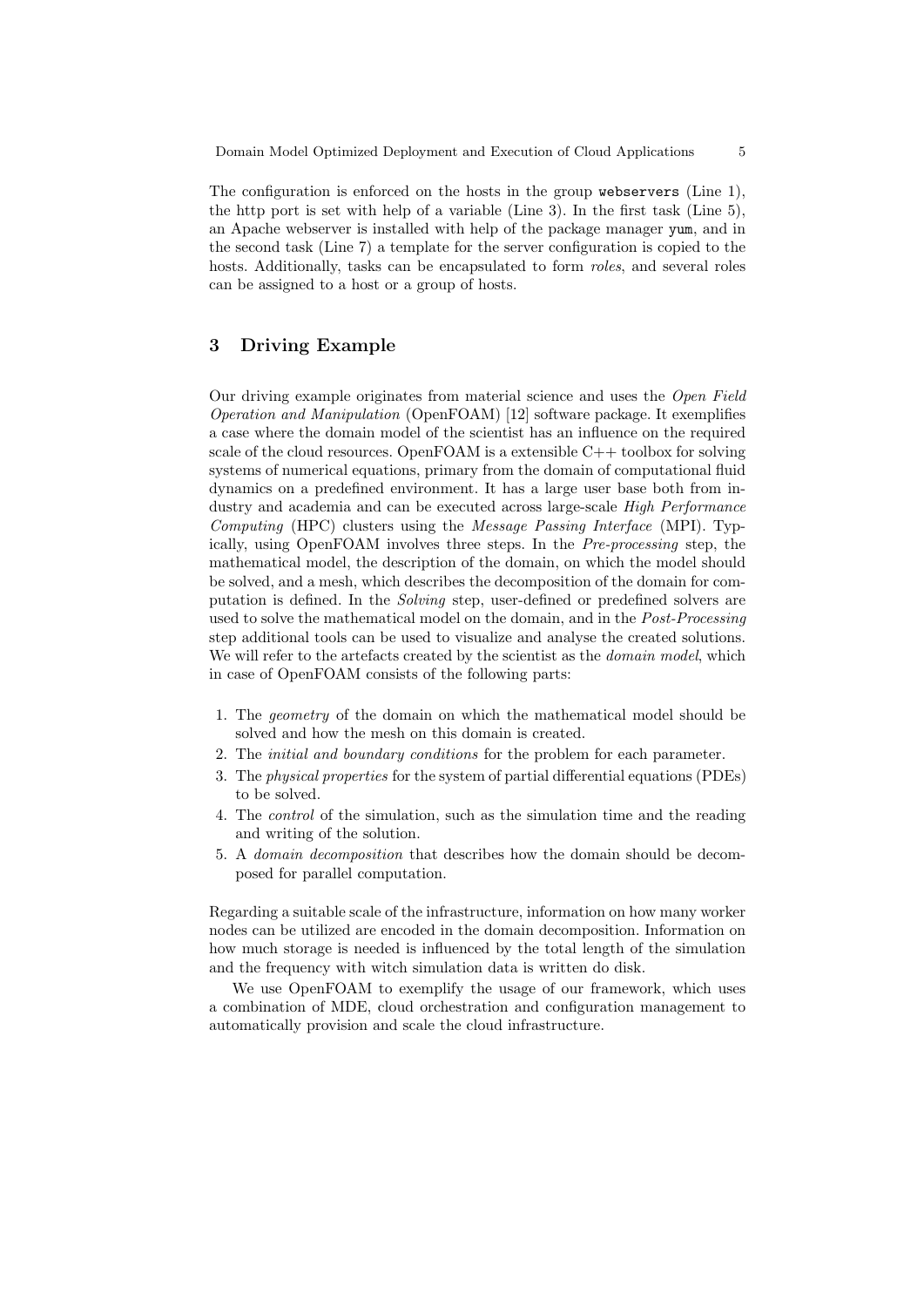The configuration is enforced on the hosts in the group `webservers` (Line 1), the http port is set with help of a variable (Line 3). In the first task (Line 5), an Apache webserver is installed with help of the package manager `yum`, and in the second task (Line 7) a template for the server configuration is copied to the hosts. Additionally, tasks can be encapsulated to form *roles*, and several roles can be assigned to a host or a group of hosts.

## 3 Driving Example

Our driving example originates from material science and uses the *Open Field Operation and Manipulation* (OpenFOAM) [12] software package. It exemplifies a case where the domain model of the scientist has an influence on the required scale of the cloud resources. OpenFOAM is a extensible C++ toolbox for solving systems of numerical equations, primary from the domain of computational fluid dynamics on a predefined environment. It has a large user base both from industry and academia and can be executed across large-scale *High Performance Computing* (HPC) clusters using the *Message Passing Interface* (MPI). Typically, using OpenFOAM involves three steps. In the *Pre-processing* step, the mathematical model, the description of the domain, on which the model should be solved, and a mesh, which describes the decomposition of the domain for computation is defined. In the *Solving* step, user-defined or predefined solvers are used to solve the mathematical model on the domain, and in the *Post-Processing* step additional tools can be used to visualize and analyse the created solutions. We will refer to the artefacts created by the scientist as the *domain model*, which in case of OpenFOAM consists of the following parts:

1. The *geometry* of the domain on which the mathematical model should be solved and how the mesh on this domain is created.
2. The *initial and boundary conditions* for the problem for each parameter.
3. The *physical properties* for the system of partial differential equations (PDEs) to be solved.
4. The *control* of the simulation, such as the simulation time and the reading and writing of the solution.
5. A *domain decomposition* that describes how the domain should be decomposed for parallel computation.

Regarding a suitable scale of the infrastructure, information on how many worker nodes can be utilized are encoded in the domain decomposition. Information on how much storage is needed is influenced by the total length of the simulation and the frequency with witch simulation data is written do disk.

We use OpenFOAM to exemplify the usage of our framework, which uses a combination of MDE, cloud orchestration and configuration management to automatically provision and scale the cloud infrastructure.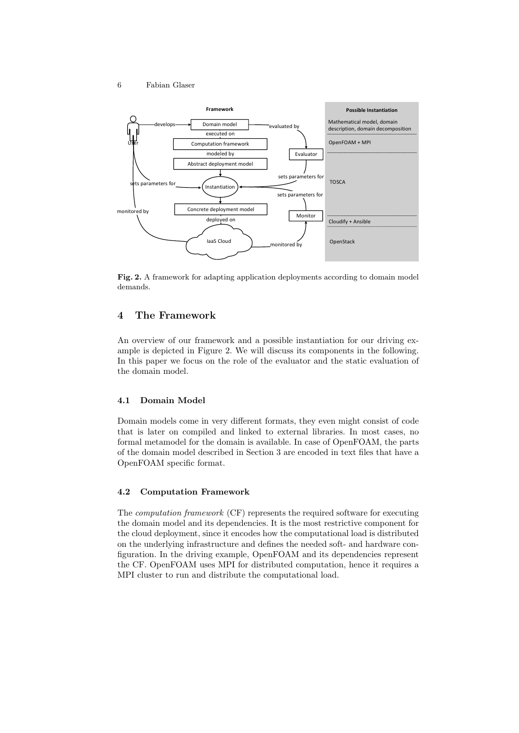Fig. 2. A framework for adapting application deployments according to domain model demands.

## 4 The Framework

An overview of our framework and a possible instantiation for our driving example is depicted in Figure 2. We will discuss its components in the following. In this paper we focus on the role of the evaluator and the static evaluation of the domain model.

### 4.1 Domain Model

Domain models come in very different formats, they even might consist of code that is later on compiled and linked to external libraries. In most cases, no formal metamodel for the domain is available. In case of OpenFOAM, the parts of the domain model described in Section 3 are encoded in text files that have a OpenFOAM specific format.

### 4.2 Computation Framework

The *computation framework* (CF) represents the required software for executing the domain model and its dependencies. It is the most restrictive component for the cloud deployment, since it encodes how the computational load is distributed on the underlying infrastructure and defines the needed soft- and hardware configuration. In the driving example, OpenFOAM and its dependencies represent the CF. OpenFOAM uses MPI for distributed computation, hence it requires a MPI cluster to run and distribute the computational load.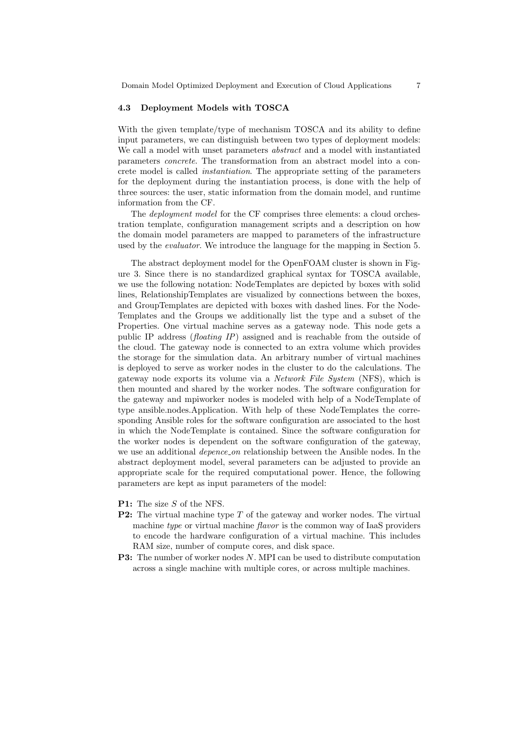### 4.3 Deployment Models with TOSCA

With the given template/type of mechanism TOSCA and its ability to define input parameters, we can distinguish between two types of deployment models: We call a model with unset parameters *abstract* and a model with instantiated parameters *concrete*. The transformation from an abstract model into a concrete model is called *instantiation*. The appropriate setting of the parameters for the deployment during the instantiation process, is done with the help of three sources: the user, static information from the domain model, and runtime information from the CF.

The *deployment model* for the CF comprises three elements: a cloud orchestration template, configuration management scripts and a description on how the domain model parameters are mapped to parameters of the infrastructure used by the *evaluator*. We introduce the language for the mapping in Section 5.

The abstract deployment model for the OpenFOAM cluster is shown in Figure 3. Since there is no standardized graphical syntax for TOSCA available, we use the following notation: NodeTemplates are depicted by boxes with solid lines, RelationshipTemplates are visualized by connections between the boxes, and GroupTemplates are depicted with boxes with dashed lines. For the NodeTemplates and the Groups we additionally list the type and a subset of the Properties. One virtual machine serves as a gateway node. This node gets a public IP address (*floating IP*) assigned and is reachable from the outside of the cloud. The gateway node is connected to an extra volume which provides the storage for the simulation data. An arbitrary number of virtual machines is deployed to serve as worker nodes in the cluster to do the calculations. The gateway node exports its volume via a *Network File System* (NFS), which is then mounted and shared by the worker nodes. The software configuration for the gateway and mpiworker nodes is modeled with help of a NodeTemplate of type ansible.nodes.Application. With help of these NodeTemplates the corresponding Ansible roles for the software configuration are associated to the host in which the NodeTemplate is contained. Since the software configuration for the worker nodes is dependent on the software configuration of the gateway, we use an additional *depence_on* relationship between the Ansible nodes. In the abstract deployment model, several parameters can be adjusted to provide an appropriate scale for the required computational power. Hence, the following parameters are kept as input parameters of the model:

- **P1:** The size $S$ of the NFS.
- **P2:** The virtual machine type $T$ of the gateway and worker nodes. The virtual machine *type* or virtual machine *flavor* is the common way of IaaS providers to encode the hardware configuration of a virtual machine. This includes RAM size, number of compute cores, and disk space.
- **P3:** The number of worker nodes $N$. MPI can be used to distribute computation across a single machine with multiple cores, or across multiple machines.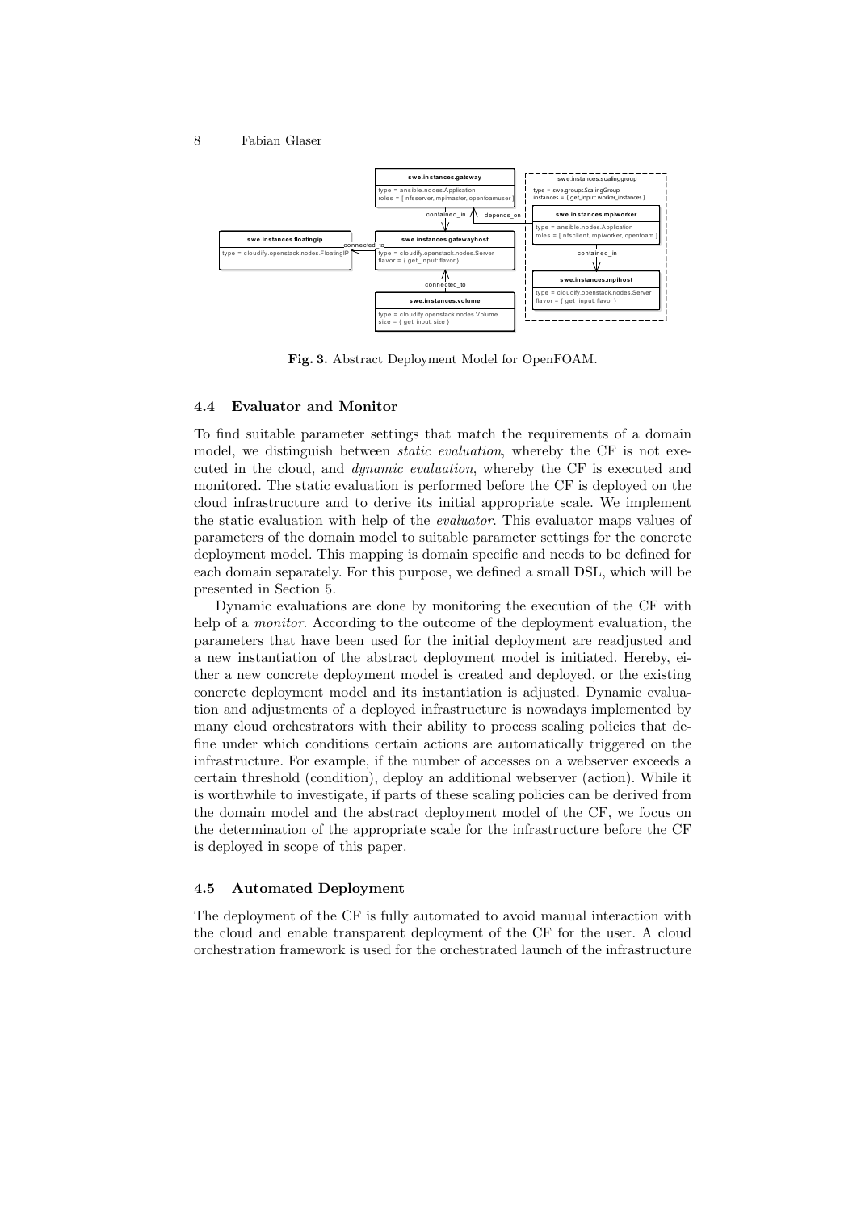swe.instances.gateway
type = ansible.nodes.Application
roles = [ nfsserver, mpimaster, openfoamuser ]

swe.instances.scalinggroup
type = swe.groups.ScalingGroup
instances = { get_input: worker_instances }

contained_in

depends_on

swe.instances.mpiworker
type = ansible.nodes.Application
roles = [ nfsclient, mpiworker, openfoam ]

swe.instances.floatingip
type = cloudify.openstack.nodes.FloatingIP

connected_to

swe.instances.gatewayhost
type = cloudify.openstack.nodes.Server
flavor = { get_input: flavor }

contained_in

swe.instances.mpihost
type = cloudify.openstack.nodes.Server
flavor = { get_input: flavor }

connected_to

swe.instances.volume
type = cloudify.openstack.nodes.Volume
size = { get_input: size }

**Fig. 3.** Abstract Deployment Model for OpenFOAM.

### 4.4 Evaluator and Monitor

To find suitable parameter settings that match the requirements of a domain model, we distinguish between *static evaluation*, whereby the CF is not executed in the cloud, and *dynamic evaluation*, whereby the CF is executed and monitored. The static evaluation is performed before the CF is deployed on the cloud infrastructure and to derive its initial appropriate scale. We implement the static evaluation with help of the *evaluator*. This evaluator maps values of parameters of the domain model to suitable parameter settings for the concrete deployment model. This mapping is domain specific and needs to be defined for each domain separately. For this purpose, we defined a small DSL, which will be presented in Section 5.

Dynamic evaluations are done by monitoring the execution of the CF with help of a *monitor*. According to the outcome of the deployment evaluation, the parameters that have been used for the initial deployment are readjusted and a new instantiation of the abstract deployment model is initiated. Hereby, either a new concrete deployment model is created and deployed, or the existing concrete deployment model and its instantiation is adjusted. Dynamic evaluation and adjustments of a deployed infrastructure is nowadays implemented by many cloud orchestrators with their ability to process scaling policies that define under which conditions certain actions are automatically triggered on the infrastructure. For example, if the number of accesses on a webserver exceeds a certain threshold (condition), deploy an additional webserver (action). While it is worthwhile to investigate, if parts of these scaling policies can be derived from the domain model and the abstract deployment model of the CF, we focus on the determination of the appropriate scale for the infrastructure before the CF is deployed in scope of this paper.

### 4.5 Automated Deployment

The deployment of the CF is fully automated to avoid manual interaction with the cloud and enable transparent deployment of the CF for the user. A cloud orchestration framework is used for the orchestrated launch of the infrastructure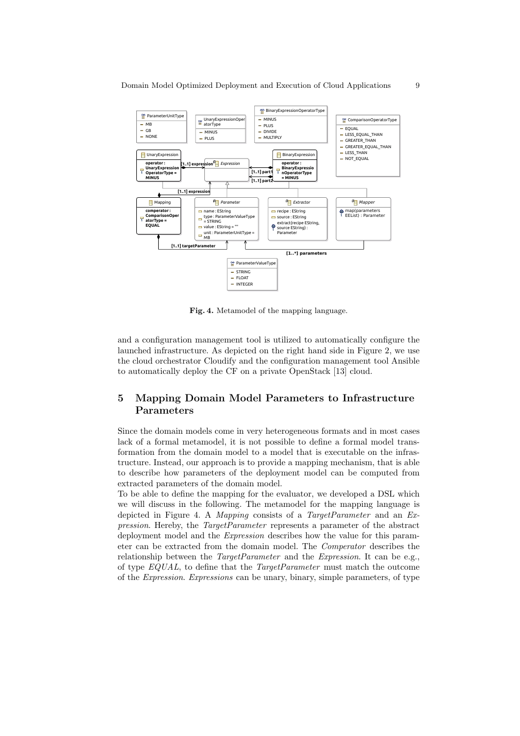Fig. 4. Metamodel of the mapping language.

and a configuration management tool is utilized to automatically configure the launched infrastructure. As depicted on the right hand side in Figure 2, we use the cloud orchestrator Cloudify and the configuration management tool Ansible to automatically deploy the CF on a private OpenStack [13] cloud.

## 5 Mapping Domain Model Parameters to Infrastructure Parameters

Since the domain models come in very heterogeneous formats and in most cases lack of a formal metamodel, it is not possible to define a formal model transformation from the domain model to a model that is executable on the infrastructure. Instead, our approach is to provide a mapping mechanism, that is able to describe how parameters of the deployment model can be computed from extracted parameters of the domain model.

To be able to define the mapping for the evaluator, we developed a DSL which we will discuss in the following. The metamodel for the mapping language is depicted in Figure 4. A *Mapping* consists of a *TargetParameter* and an *Expression*. Hereby, the *TargetParameter* represents a parameter of the abstract deployment model and the *Expression* describes how the value for this parameter can be extracted from the domain model. The *Comperator* describes the relationship between the *TargetParameter* and the *Expression*. It can be e.g., of type *EQUAL*, to define that the *TargetParameter* must match the outcome of the *Expression*. *Expressions* can be unary, binary, simple parameters, of type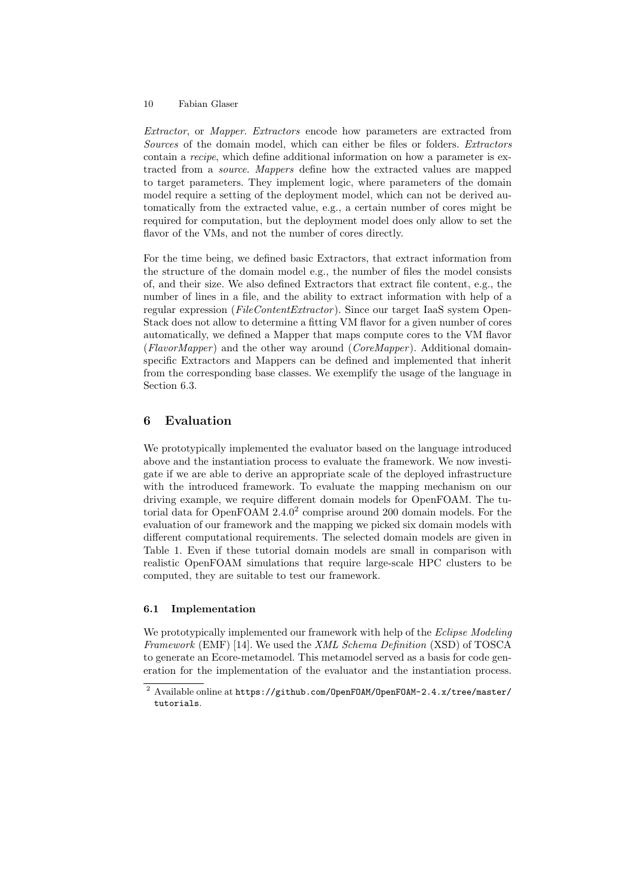*Extractor*, or *Mapper*. *Extractors* encode how parameters are extracted from *Sources* of the domain model, which can either be files or folders. *Extractors* contain a *recipe*, which define additional information on how a parameter is extracted from a *source*. *Mappers* define how the extracted values are mapped to target parameters. They implement logic, where parameters of the domain model require a setting of the deployment model, which can not be derived automatically from the extracted value, e.g., a certain number of cores might be required for computation, but the deployment model does only allow to set the flavor of the VMs, and not the number of cores directly.

For the time being, we defined basic Extractors, that extract information from the structure of the domain model e.g., the number of files the model consists of, and their size. We also defined Extractors that extract file content, e.g., the number of lines in a file, and the ability to extract information with help of a regular expression (*FileContentExtractor*). Since our target IaaS system OpenStack does not allow to determine a fitting VM flavor for a given number of cores automatically, we defined a Mapper that maps compute cores to the VM flavor (*FlavorMapper*) and the other way around (*CoreMapper*). Additional domain-specific Extractors and Mappers can be defined and implemented that inherit from the corresponding base classes. We exemplify the usage of the language in Section 6.3.

# 6 Evaluation

We prototypically implemented the evaluator based on the language introduced above and the instantiation process to evaluate the framework. We now investigate if we are able to derive an appropriate scale of the deployed infrastructure with the introduced framework. To evaluate the mapping mechanism on our driving example, we require different domain models for OpenFOAM. The tutorial data for OpenFOAM 2.4.0[2] comprise around 200 domain models. For the evaluation of our framework and the mapping we picked six domain models with different computational requirements. The selected domain models are given in Table 1. Even if these tutorial domain models are small in comparison with realistic OpenFOAM simulations that require large-scale HPC clusters to be computed, they are suitable to test our framework.

## 6.1 Implementation

We prototypically implemented our framework with help of the *Eclipse Modeling Framework* (EMF) [14]. We used the *XML Schema Definition* (XSD) of TOSCA to generate an Ecore-metamodel. This metamodel served as a basis for code generation for the implementation of the evaluator and the instantiation process.

[2] Available online at `https://github.com/OpenFOAM/OpenFOAM-2.4.x/tree/master/tutorials`.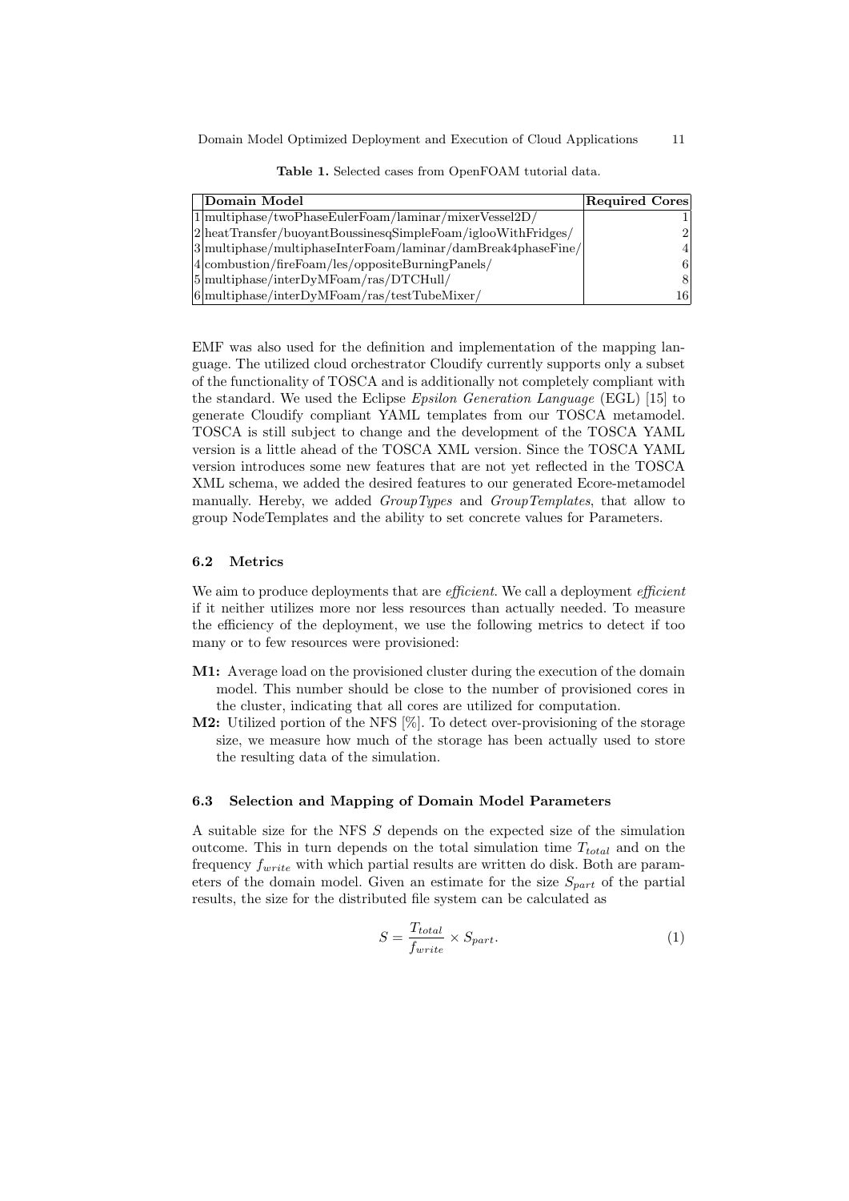**Table 1.** Selected cases from OpenFOAM tutorial data.

| | Domain Model | Required Cores |
|---|---|---|
| 1 | multiphase/twoPhaseEulerFoam/laminar/mixerVessel2D/ | 1 |
| 2 | heatTransfer/buoyantBoussinesqSimpleFoam/iglooWithFridges/ | 2 |
| 3 | multiphase/multiphaseInterFoam/laminar/damBreak4phaseFine/ | 4 |
| 4 | combustion/fireFoam/les/oppositeBurningPanels/ | 6 |
| 5 | multiphase/interDyMFoam/ras/DTCHull/ | 8 |
| 6 | multiphase/interDyMFoam/ras/testTubeMixer/ | 16 |

EMF was also used for the definition and implementation of the mapping language. The utilized cloud orchestrator Cloudify currently supports only a subset of the functionality of TOSCA and is additionally not completely compliant with the standard. We used the Eclipse *Epsilon Generation Language* (EGL) [15] to generate Cloudify compliant YAML templates from our TOSCA metamodel. TOSCA is still subject to change and the development of the TOSCA YAML version is a little ahead of the TOSCA XML version. Since the TOSCA YAML version introduces some new features that are not yet reflected in the TOSCA XML schema, we added the desired features to our generated Ecore-metamodel manually. Hereby, we added *GroupTypes* and *GroupTemplates*, that allow to group NodeTemplates and the ability to set concrete values for Parameters.

### 6.2 Metrics

We aim to produce deployments that are *efficient*. We call a deployment *efficient* if it neither utilizes more nor less resources than actually needed. To measure the efficiency of the deployment, we use the following metrics to detect if too many or to few resources were provisioned:

- **M1:** Average load on the provisioned cluster during the execution of the domain model. This number should be close to the number of provisioned cores in the cluster, indicating that all cores are utilized for computation.
- **M2:** Utilized portion of the NFS [%]. To detect over-provisioning of the storage size, we measure how much of the storage has been actually used to store the resulting data of the simulation.

### 6.3 Selection and Mapping of Domain Model Parameters

A suitable size for the NFS $S$ depends on the expected size of the simulation outcome. This in turn depends on the total simulation time $T_{total}$ and on the frequency $f_{write}$ with which partial results are written do disk. Both are parameters of the domain model. Given an estimate for the size $S_{part}$ of the partial results, the size for the distributed file system can be calculated as

$$S = \frac{T_{total}}{f_{write}} \times S_{part}. \tag{1}$$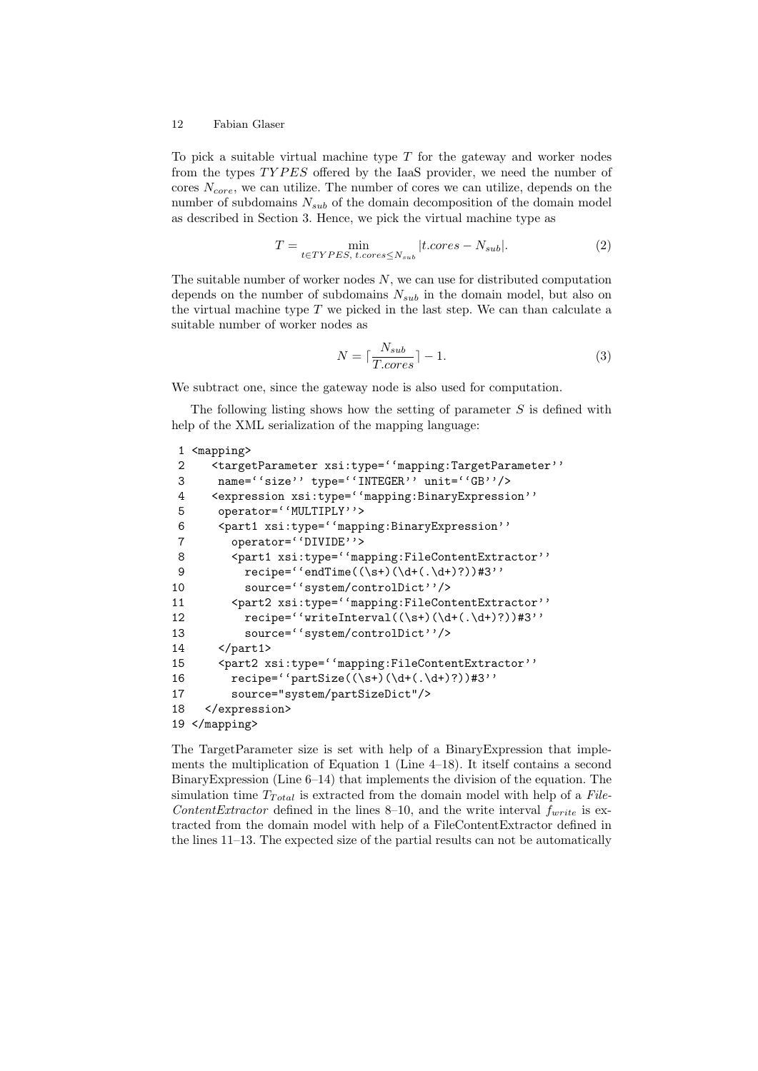To pick a suitable virtual machine type $T$ for the gateway and worker nodes from the types $TYPES$ offered by the IaaS provider, we need the number of cores $N_{core}$, we can utilize. The number of cores we can utilize, depends on the number of subdomains $N_{sub}$ of the domain decomposition of the domain model as described in Section 3. Hence, we pick the virtual machine type as

$$T = \min_{t \in TYPES,\, t.cores \leq N_{sub}} |t.cores - N_{sub}|. \tag{2}$$

The suitable number of worker nodes $N$, we can use for distributed computation depends on the number of subdomains $N_{sub}$ in the domain model, but also on the virtual machine type $T$ we picked in the last step. We can than calculate a suitable number of worker nodes as

$$N = \lceil \frac{N_{sub}}{T.cores} \rceil - 1. \tag{3}$$

We subtract one, since the gateway node is also used for computation.

The following listing shows how the setting of parameter $S$ is defined with help of the XML serialization of the mapping language:

```
 1 <mapping>
 2    <targetParameter xsi:type=''mapping:TargetParameter''
 3     name=''size'' type=''INTEGER'' unit=''GB''/>
 4    <expression xsi:type=''mapping:BinaryExpression''
 5     operator=''MULTIPLY''>
 6     <part1 xsi:type=''mapping:BinaryExpression''
 7       operator=''DIVIDE''>
 8       <part1 xsi:type=''mapping:FileContentExtractor''
 9         recipe=''endTime((\s+)(\d+(.\d+)?))#3''
10         source=''system/controlDict''/>
11       <part2 xsi:type=''mapping:FileContentExtractor''
12         recipe=''writeInterval((\s+)(\d+(.\d+)?))#3''
13         source=''system/controlDict''/>
14     </part1>
15     <part2 xsi:type=''mapping:FileContentExtractor''
16       recipe=''partSize((\s+)(\d+(.\d+)?))#3''
17       source="system/partSizeDict"/>
18   </expression>
19 </mapping>
```

The TargetParameter size is set with help of a BinaryExpression that implements the multiplication of Equation 1 (Line 4–18). It itself contains a second BinaryExpression (Line 6–14) that implements the division of the equation. The simulation time $T_{Total}$ is extracted from the domain model with help of a *FileContentExtractor* defined in the lines 8–10, and the write interval $f_{write}$ is extracted from the domain model with help of a FileContentExtractor defined in the lines 11–13. The expected size of the partial results can not be automatically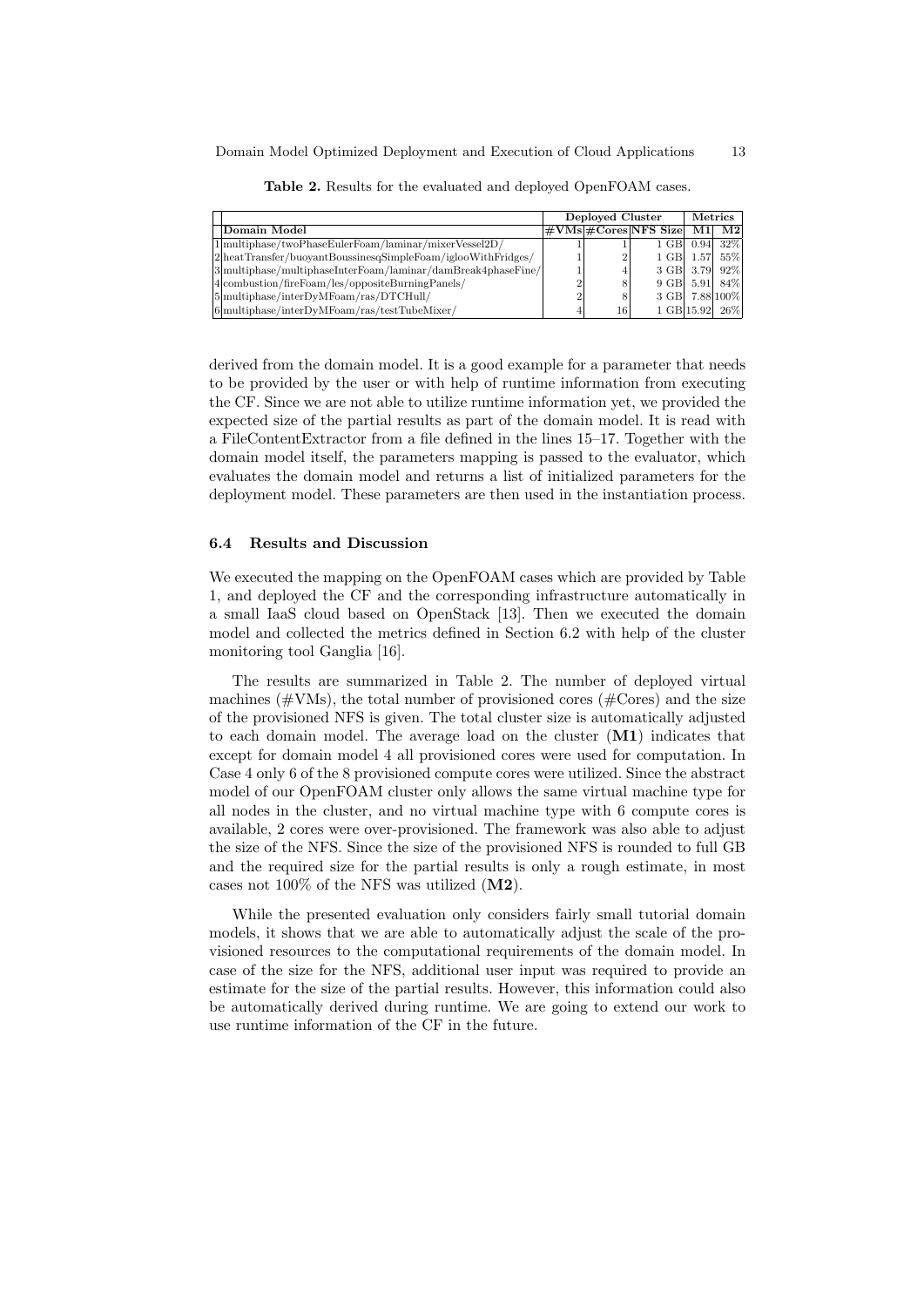**Table 2.** Results for the evaluated and deployed OpenFOAM cases.

| | | Deployed Cluster | | | Metrics | |
|---|---|---|---|---|---|---|
| | Domain Model | #VMs | #Cores | NFS Size | M1 | M2 |
| 1 | multiphase/twoPhaseEulerFoam/laminar/mixerVessel2D/ | 1 | 1 | 1 GB | 0.94 | 32% |
| 2 | heatTransfer/buoyantBoussinesqSimpleFoam/iglooWithFridges/ | 1 | 2 | 1 GB | 1.57 | 55% |
| 3 | multiphase/multiphaseInterFoam/laminar/damBreak4phaseFine/ | 1 | 4 | 3 GB | 3.79 | 92% |
| 4 | combustion/fireFoam/les/oppositeBurningPanels/ | 2 | 8 | 9 GB | 5.91 | 84% |
| 5 | multiphase/interDyMFoam/ras/DTCHull/ | 2 | 8 | 3 GB | 7.88 | 100% |
| 6 | multiphase/interDyMFoam/ras/testTubeMixer/ | 4 | 16 | 1 GB | 15.92 | 26% |

derived from the domain model. It is a good example for a parameter that needs to be provided by the user or with help of runtime information from executing the CF. Since we are not able to utilize runtime information yet, we provided the expected size of the partial results as part of the domain model. It is read with a FileContentExtractor from a file defined in the lines 15–17. Together with the domain model itself, the parameters mapping is passed to the evaluator, which evaluates the domain model and returns a list of initialized parameters for the deployment model. These parameters are then used in the instantiation process.

### 6.4 Results and Discussion

We executed the mapping on the OpenFOAM cases which are provided by Table 1, and deployed the CF and the corresponding infrastructure automatically in a small IaaS cloud based on OpenStack [13]. Then we executed the domain model and collected the metrics defined in Section 6.2 with help of the cluster monitoring tool Ganglia [16].

The results are summarized in Table 2. The number of deployed virtual machines (#VMs), the total number of provisioned cores (#Cores) and the size of the provisioned NFS is given. The total cluster size is automatically adjusted to each domain model. The average load on the cluster (**M1**) indicates that except for domain model 4 all provisioned cores were used for computation. In Case 4 only 6 of the 8 provisioned compute cores were utilized. Since the abstract model of our OpenFOAM cluster only allows the same virtual machine type for all nodes in the cluster, and no virtual machine type with 6 compute cores is available, 2 cores were over-provisioned. The framework was also able to adjust the size of the NFS. Since the size of the provisioned NFS is rounded to full GB and the required size for the partial results is only a rough estimate, in most cases not 100% of the NFS was utilized (**M2**).

While the presented evaluation only considers fairly small tutorial domain models, it shows that we are able to automatically adjust the scale of the provisioned resources to the computational requirements of the domain model. In case of the size for the NFS, additional user input was required to provide an estimate for the size of the partial results. However, this information could also be automatically derived during runtime. We are going to extend our work to use runtime information of the CF in the future.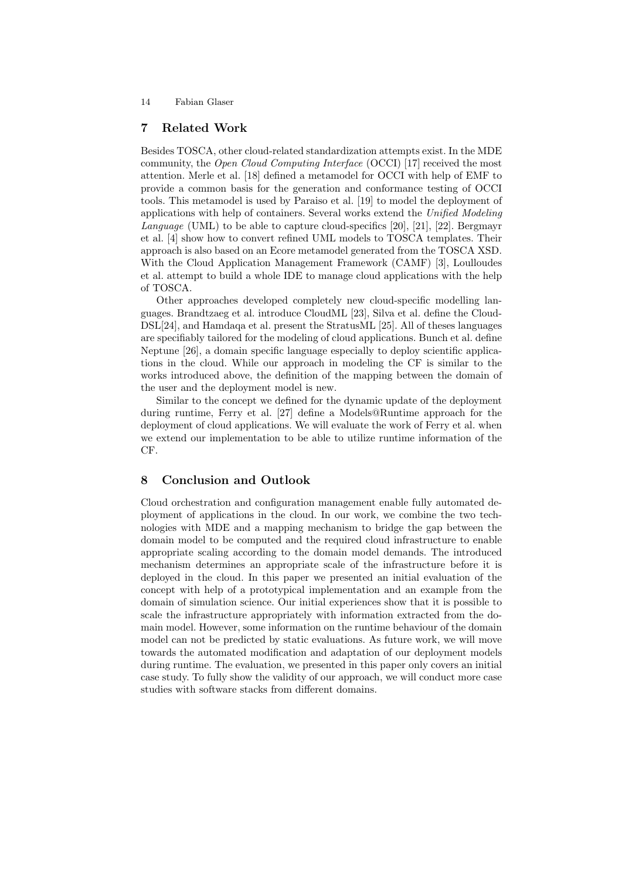## 7 Related Work

Besides TOSCA, other cloud-related standardization attempts exist. In the MDE community, the *Open Cloud Computing Interface* (OCCI) [17] received the most attention. Merle et al. [18] defined a metamodel for OCCI with help of EMF to provide a common basis for the generation and conformance testing of OCCI tools. This metamodel is used by Paraiso et al. [19] to model the deployment of applications with help of containers. Several works extend the *Unified Modeling Language* (UML) to be able to capture cloud-specifics [20], [21], [22]. Bergmayr et al. [4] show how to convert refined UML models to TOSCA templates. Their approach is also based on an Ecore metamodel generated from the TOSCA XSD. With the Cloud Application Management Framework (CAMF) [3], Loulloudes et al. attempt to build a whole IDE to manage cloud applications with the help of TOSCA.

Other approaches developed completely new cloud-specific modelling languages. Brandtzaeg et al. introduce CloudML [23], Silva et al. define the CloudDSL[24], and Hamdaqa et al. present the StratusML [25]. All of theses languages are specifiably tailored for the modeling of cloud applications. Bunch et al. define Neptune [26], a domain specific language especially to deploy scientific applications in the cloud. While our approach in modeling the CF is similar to the works introduced above, the definition of the mapping between the domain of the user and the deployment model is new.

Similar to the concept we defined for the dynamic update of the deployment during runtime, Ferry et al. [27] define a Models@Runtime approach for the deployment of cloud applications. We will evaluate the work of Ferry et al. when we extend our implementation to be able to utilize runtime information of the CF.

## 8 Conclusion and Outlook

Cloud orchestration and configuration management enable fully automated deployment of applications in the cloud. In our work, we combine the two technologies with MDE and a mapping mechanism to bridge the gap between the domain model to be computed and the required cloud infrastructure to enable appropriate scaling according to the domain model demands. The introduced mechanism determines an appropriate scale of the infrastructure before it is deployed in the cloud. In this paper we presented an initial evaluation of the concept with help of a prototypical implementation and an example from the domain of simulation science. Our initial experiences show that it is possible to scale the infrastructure appropriately with information extracted from the domain model. However, some information on the runtime behaviour of the domain model can not be predicted by static evaluations. As future work, we will move towards the automated modification and adaptation of our deployment models during runtime. The evaluation, we presented in this paper only covers an initial case study. To fully show the validity of our approach, we will conduct more case studies with software stacks from different domains.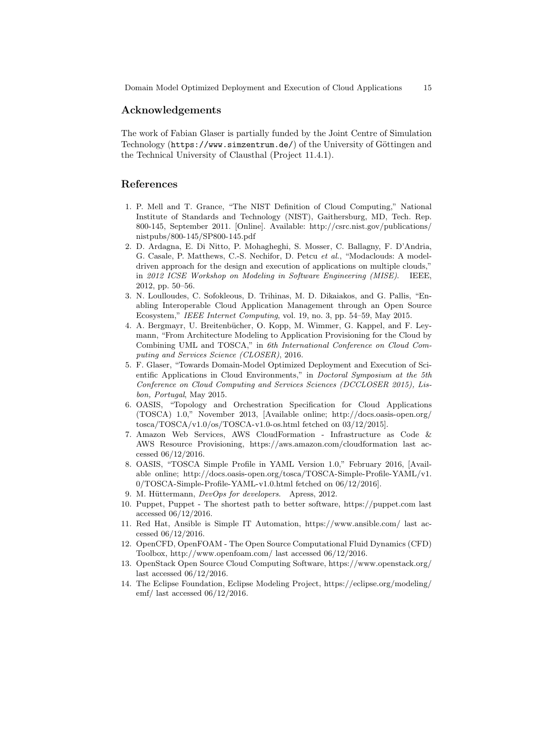## Acknowledgements

The work of Fabian Glaser is partially funded by the Joint Centre of Simulation Technology (`https://www.simzentrum.de/`) of the University of Göttingen and the Technical University of Clausthal (Project 11.4.1).

## References

1. P. Mell and T. Grance, "The NIST Definition of Cloud Computing," National Institute of Standards and Technology (NIST), Gaithersburg, MD, Tech. Rep. 800-145, September 2011. [Online]. Available: http://csrc.nist.gov/publications/nistpubs/800-145/SP800-145.pdf
2. D. Ardagna, E. Di Nitto, P. Mohagheghi, S. Mosser, C. Ballagny, F. D'Andria, G. Casale, P. Matthews, C.-S. Nechifor, D. Petcu *et al.*, "Modaclouds: A model-driven approach for the design and execution of applications on multiple clouds," in *2012 ICSE Workshop on Modeling in Software Engineering (MISE)*. IEEE, 2012, pp. 50–56.
3. N. Loulloudes, C. Sofokleous, D. Trihinas, M. D. Dikaiakos, and G. Pallis, "Enabling Interoperable Cloud Application Management through an Open Source Ecosystem," *IEEE Internet Computing*, vol. 19, no. 3, pp. 54–59, May 2015.
4. A. Bergmayr, U. Breitenbücher, O. Kopp, M. Wimmer, G. Kappel, and F. Leymann, "From Architecture Modeling to Application Provisioning for the Cloud by Combining UML and TOSCA," in *6th International Conference on Cloud Computing and Services Science (CLOSER)*, 2016.
5. F. Glaser, "Towards Domain-Model Optimized Deployment and Execution of Scientific Applications in Cloud Environments," in *Doctoral Symposium at the 5th Conference on Cloud Computing and Services Sciences (DCCLOSER 2015), Lisbon, Portugal*, May 2015.
6. OASIS, "Topology and Orchestration Specification for Cloud Applications (TOSCA) 1.0," November 2013, [Available online; http://docs.oasis-open.org/tosca/TOSCA/v1.0/os/TOSCA-v1.0-os.html fetched on 03/12/2015].
7. Amazon Web Services, AWS CloudFormation - Infrastructure as Code & AWS Resource Provisioning, https://aws.amazon.com/cloudformation last accessed 06/12/2016.
8. OASIS, "TOSCA Simple Profile in YAML Version 1.0," February 2016, [Available online; http://docs.oasis-open.org/tosca/TOSCA-Simple-Profile-YAML/v1.0/TOSCA-Simple-Profile-YAML-v1.0.html fetched on 06/12/2016].
9. M. Hüttermann, *DevOps for developers*. Apress, 2012.
10. Puppet, Puppet - The shortest path to better software, https://puppet.com last accessed 06/12/2016.
11. Red Hat, Ansible is Simple IT Automation, https://www.ansible.com/ last accessed 06/12/2016.
12. OpenCFD, OpenFOAM - The Open Source Computational Fluid Dynamics (CFD) Toolbox, http://www.openfoam.com/ last accessed 06/12/2016.
13. OpenStack Open Source Cloud Computing Software, https://www.openstack.org/ last accessed 06/12/2016.
14. The Eclipse Foundation, Eclipse Modeling Project, https://eclipse.org/modeling/emf/ last accessed 06/12/2016.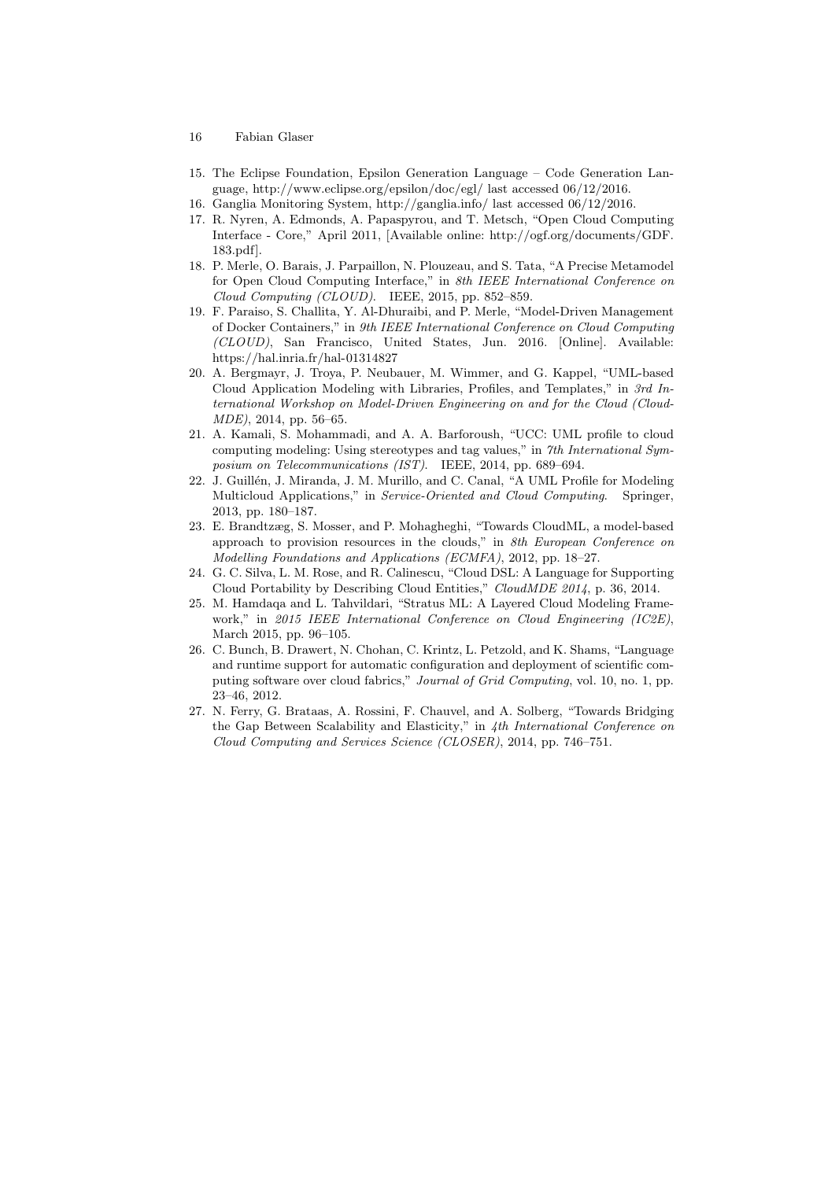15. The Eclipse Foundation, Epsilon Generation Language – Code Generation Language, http://www.eclipse.org/epsilon/doc/egl/ last accessed 06/12/2016.
16. Ganglia Monitoring System, http://ganglia.info/ last accessed 06/12/2016.
17. R. Nyren, A. Edmonds, A. Papaspyrou, and T. Metsch, "Open Cloud Computing Interface - Core," April 2011, [Available online: http://ogf.org/documents/GDF.183.pdf].
18. P. Merle, O. Barais, J. Parpaillon, N. Plouzeau, and S. Tata, "A Precise Metamodel for Open Cloud Computing Interface," in *8th IEEE International Conference on Cloud Computing (CLOUD)*. IEEE, 2015, pp. 852–859.
19. F. Paraiso, S. Challita, Y. Al-Dhuraibi, and P. Merle, "Model-Driven Management of Docker Containers," in *9th IEEE International Conference on Cloud Computing (CLOUD)*, San Francisco, United States, Jun. 2016. [Online]. Available: https://hal.inria.fr/hal-01314827
20. A. Bergmayr, J. Troya, P. Neubauer, M. Wimmer, and G. Kappel, "UML-based Cloud Application Modeling with Libraries, Profiles, and Templates," in *3rd International Workshop on Model-Driven Engineering on and for the Cloud (CloudMDE)*, 2014, pp. 56–65.
21. A. Kamali, S. Mohammadi, and A. A. Barforoush, "UCC: UML profile to cloud computing modeling: Using stereotypes and tag values," in *7th International Symposium on Telecommunications (IST)*. IEEE, 2014, pp. 689–694.
22. J. Guillén, J. Miranda, J. M. Murillo, and C. Canal, "A UML Profile for Modeling Multicloud Applications," in *Service-Oriented and Cloud Computing*. Springer, 2013, pp. 180–187.
23. E. Brandtzæg, S. Mosser, and P. Mohagheghi, "Towards CloudML, a model-based approach to provision resources in the clouds," in *8th European Conference on Modelling Foundations and Applications (ECMFA)*, 2012, pp. 18–27.
24. G. C. Silva, L. M. Rose, and R. Calinescu, "Cloud DSL: A Language for Supporting Cloud Portability by Describing Cloud Entities," *CloudMDE 2014*, p. 36, 2014.
25. M. Hamdaqa and L. Tahvildari, "Stratus ML: A Layered Cloud Modeling Framework," in *2015 IEEE International Conference on Cloud Engineering (IC2E)*, March 2015, pp. 96–105.
26. C. Bunch, B. Drawert, N. Chohan, C. Krintz, L. Petzold, and K. Shams, "Language and runtime support for automatic configuration and deployment of scientific computing software over cloud fabrics," *Journal of Grid Computing*, vol. 10, no. 1, pp. 23–46, 2012.
27. N. Ferry, G. Brataas, A. Rossini, F. Chauvel, and A. Solberg, "Towards Bridging the Gap Between Scalability and Elasticity," in *4th International Conference on Cloud Computing and Services Science (CLOSER)*, 2014, pp. 746–751.